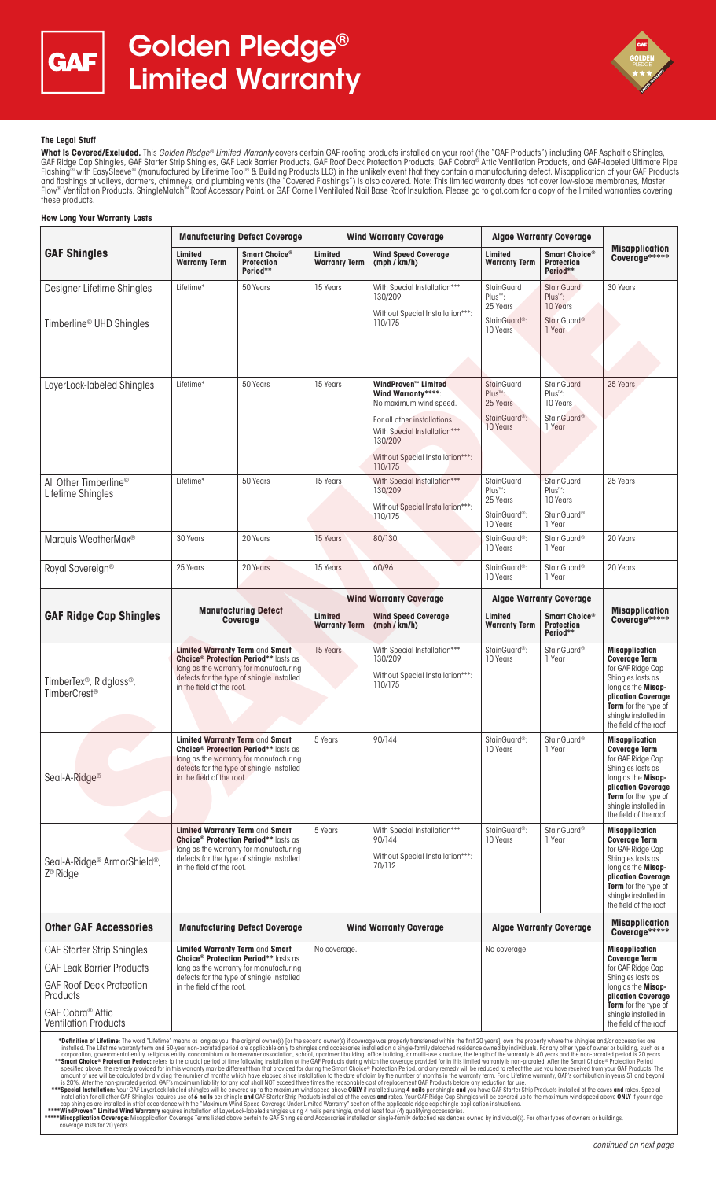# Golden Pledge® Limited Warranty

## The Legal Stuff

**What Is Covered/Excluded.** This *Golden Pledge® Limited Warranty* covers certain GAF roofing products installed on your roof (the "GAF Products") including GAF Asphaltic Shingles, GAF Ridge Cap Shingles, GAF Starter Strip Shingles, GAF Leak Barrier Products, GAF Roof Deck Protection Products, GAF Cobra® Attic Ventilation Products, and GAF-labeled Ultimate Pipe Flashing® with EasySleeve® (manufactured by Lifetime Tool® & Building Products LLC) in the unlikely event that they contain a manufacturing defect. Misapplication of your GAF Products and flashings at valleys, dormers, chimneys, and plumbing vents (the "Covered Flashings") is also covered. Note: This limited warranty does not cover low-slope membranes, Master Flow® Ventilation Products, ShingleMatch™ Roof Accessory Paint, or GAF Cornell Ventilated Nail Base Roof Insulation. Please go to gaf.com for a copy of the limited warranties covering these products.

## How Long Your Warranty Lasts

| GAF Shingles | Manufacturing Defect Coverage | | Wind Warranty Coverage | | Algae Warranty Coverage | | Misapplication Coverage***** |
|---|---|---|---|---|---|---|---|
| | Limited Warranty Term | Smart Choice® Protection Period** | Limited Warranty Term | Wind Speed Coverage (mph / km/h) | Limited Warranty Term | Smart Choice® Protection Period** | |
| Designer Lifetime Shingles<br>Timberline® UHD Shingles | Lifetime* | 50 Years | 15 Years | With Special Installation***: 130/209<br>Without Special Installation***: 110/175 | StainGuard Plus™: 25 Years<br>StainGuard®: 10 Years | StainGuard Plus™: 10 Years<br>StainGuard®: 1 Year | 30 Years |
| LayerLock-labeled Shingles | Lifetime* | 50 Years | 15 Years | **WindProven™ Limited Wind Warranty******: No maximum wind speed.<br>For all other installations: With Special Installation***: 130/209<br>Without Special Installation***: 110/175 | StainGuard Plus™: 25 Years<br>StainGuard®: 10 Years | StainGuard Plus™: 10 Years<br>StainGuard®: 1 Year | 25 Years |
| All Other Timberline® Lifetime Shingles | Lifetime* | 50 Years | 15 Years | With Special Installation***: 130/209<br>Without Special Installation***: 110/175 | StainGuard Plus™: 25 Years<br>StainGuard®: 10 Years | StainGuard Plus™: 10 Years<br>StainGuard®: 1 Year | 25 Years |
| Marquis WeatherMax® | 30 Years | 20 Years | 15 Years | 80/130 | StainGuard®: 10 Years | StainGuard®: 1 Year | 20 Years |
| Royal Sovereign® | 25 Years | 20 Years | 15 Years | 60/96 | StainGuard®: 10 Years | StainGuard®: 1 Year | 20 Years |

| GAF Ridge Cap Shingles | Manufacturing Defect Coverage | Wind Warranty Coverage | | Algae Warranty Coverage | | Misapplication Coverage***** |
|---|---|---|---|---|---|---|
| | | Limited Warranty Term | Wind Speed Coverage (mph / km/h) | Limited Warranty Term | Smart Choice® Protection Period** | |
| TimberTex®, Ridglass®, TimberCrest® | **Limited Warranty Term** and **Smart Choice® Protection Period**** lasts as long as the warranty for manufacturing defects for the type of shingle installed in the field of the roof. | 15 Years | With Special Installation***: 130/209<br>Without Special Installation***: 110/175 | StainGuard®: 10 Years | StainGuard®: 1 Year | **Misapplication Coverage Term** for GAF Ridge Cap Shingles lasts as long as the **Misapplication Coverage Term** for the type of shingle installed in the field of the roof. |
| Seal-A-Ridge® | **Limited Warranty Term** and **Smart Choice® Protection Period**** lasts as long as the warranty for manufacturing defects for the type of shingle installed in the field of the roof. | 5 Years | 90/144 | StainGuard®: 10 Years | StainGuard®: 1 Year | **Misapplication Coverage Term** for GAF Ridge Cap Shingles lasts as long as the **Misapplication Coverage Term** for the type of shingle installed in the field of the roof. |
| Seal-A-Ridge® ArmorShield®, Z® Ridge | **Limited Warranty Term** and **Smart Choice® Protection Period**** lasts as long as the warranty for manufacturing defects for the type of shingle installed in the field of the roof. | 5 Years | With Special Installation***: 90/144<br>Without Special Installation***: 70/112 | StainGuard®: 10 Years | StainGuard®: 1 Year | **Misapplication Coverage Term** for GAF Ridge Cap Shingles lasts as long as the **Misapplication Coverage Term** for the type of shingle installed in the field of the roof. |

| Other GAF Accessories | Manufacturing Defect Coverage | Wind Warranty Coverage | Algae Warranty Coverage | Misapplication Coverage***** |
|---|---|---|---|---|
| GAF Starter Strip Shingles<br>GAF Leak Barrier Products<br>GAF Roof Deck Protection Products<br>GAF Cobra® Attic Ventilation Products | **Limited Warranty Term** and **Smart Choice® Protection Period**** lasts as long as the warranty for manufacturing defects for the type of shingle installed in the field of the roof. | No coverage. | No coverage. | **Misapplication Coverage Term** for GAF Ridge Cap Shingles lasts as long as the **Misapplication Coverage Term** for the type of shingle installed in the field of the roof. |

***Definition of Lifetime:** The word "Lifetime" means as long as you, the original owner(s) [or the second owner(s) if coverage was properly transferred within the first 20 years], own the property where the shingles and/or accessories are installed. The Lifetime warranty term and 50-year non-prorated period are applicable only to shingles and accessories installed on a single-family detached residence owned by individuals. For any other type of owner or building, such as a corporation, governmental entity, religious entity, condominium or homeowner association, school, apartment building, office building, or multi-use structure, the length of the warranty is 40 years and the non-prorated period is 20 years.

****Smart Choice® Protection Period:** refers to the crucial period of time following installation of the GAF Products during which the coverage provided for in this limited warranty is non-prorated. After the Smart Choice® Protection Period specified above, the remedy provided for in this warranty may be different than that provided for during the Smart Choice® Protection Period, and any remedy will be reduced to reflect the use you have received from your GAF Products. The amount of use will be calculated by dividing the number of months which have elapsed since installation to the date of claim by the number of months in the warranty term. For a Lifetime warranty, GAF's contribution in years 51 and beyond is 20%. After the non-prorated period, GAF's maximum liability for any roof shall NOT exceed three times the reasonable cost of replacement GAF Products before any reduction for use.

*****Special Installation:** Your GAF LayerLock-labeled shingles will be covered up to the maximum wind speed above **ONLY** if installed using **4 nails** per shingle **and** you have GAF Starter Strip Products installed at the eaves **and** rakes. Special Installation for all other GAF Shingles requires use of **6 nails** per shingle **and** GAF Starter Strip Products installed at the eaves **and** rakes. Your GAF Ridge Cap Shingles will be covered up to the maximum wind speed above **ONLY** if your ridge cap shingles are installed in strict accordance with the "Maximum Wind Speed Coverage Under Limited Warranty" section of the applicable ridge cap shingle application instructions.

******WindProven™ Limited Wind Warranty** requires installation of LayerLock-labeled shingles using 4 nails per shingle, and at least four (4) qualifying accessories.

*******Misapplication Coverage:** Misapplication Coverage Terms listed above pertain to GAF Shingles and Accessories installed on single-family detached residences owned by individual(s). For other types of owners or buildings, coverage lasts for 20 years.

*continued on next page*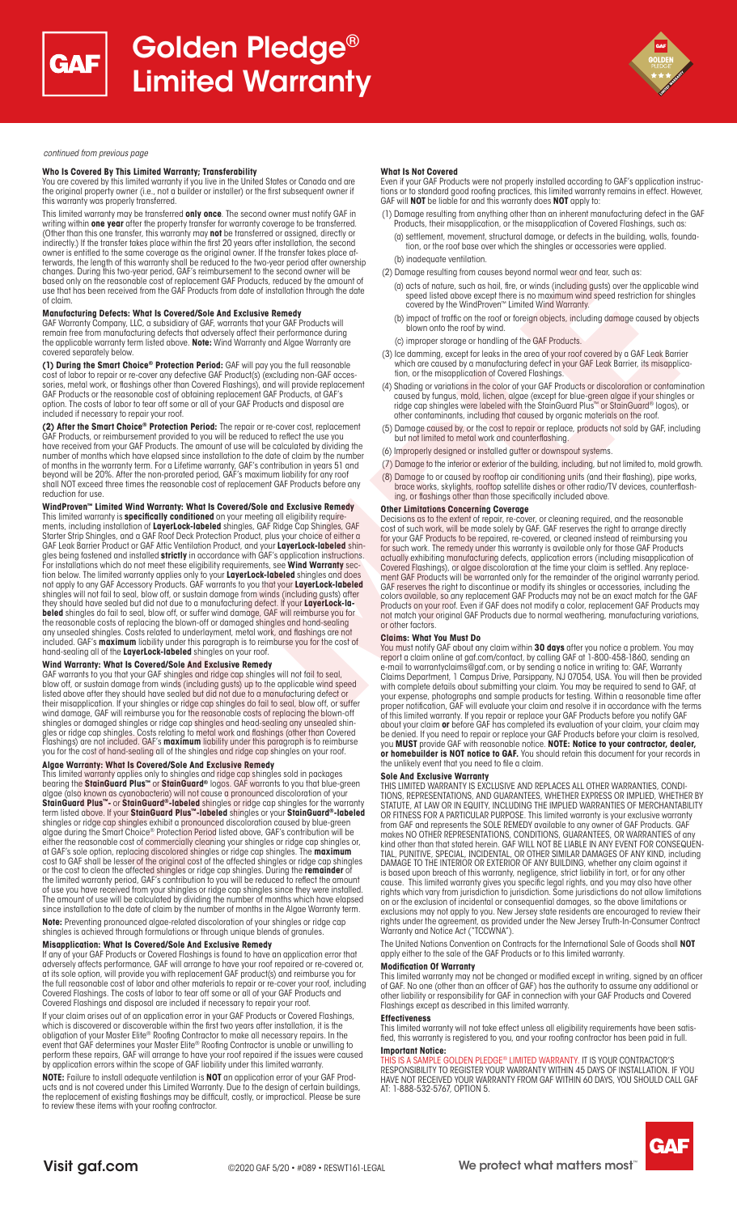# Golden Pledge® Limited Warranty

*continued from previous page*

**Who Is Covered By This Limited Warranty; Transferability**

You are covered by this limited warranty if you live in the United States or Canada and are the original property owner (i.e., not a builder or installer) or the first subsequent owner if this warranty was properly transferred.

This limited warranty may be transferred **only once**. The second owner must notify GAF in writing within **one year** after the property transfer for warranty coverage to be transferred. (Other than this one transfer, this warranty may **not** be transferred or assigned, directly or indirectly.) If the transfer takes place within the first 20 years after installation, the second owner is entitled to the same coverage as the original owner. If the transfer takes place afterwards, the length of this warranty shall be reduced to the two-year period after ownership changes. During this two-year period, GAF's reimbursement to the second owner will be based only on the reasonable cost of replacement GAF Products, reduced by the amount of use that has been received from the GAF Products from date of installation through the date of claim.

**Manufacturing Defects: What Is Covered/Sole And Exclusive Remedy**

GAF Warranty Company, LLC, a subsidiary of GAF, warrants that your GAF Products will remain free from manufacturing defects that adversely affect their performance during the applicable warranty term listed above. **Note:** Wind Warranty and Algae Warranty are covered separately below.

**(1) During the Smart Choice® Protection Period:** GAF will pay you the full reasonable cost of labor to repair or re-cover any defective GAF Product(s) (excluding non-GAF accessories, metal work, or flashings other than Covered Flashings), and will provide replacement GAF Products or the reasonable cost of obtaining replacement GAF Products, at GAF's option. The costs of labor to tear off some or all of your GAF Products and disposal are included if necessary to repair your roof.

**(2) After the Smart Choice® Protection Period:** The repair or re-cover cost, replacement GAF Products, or reimbursement provided to you will be reduced to reflect the use you have received from your GAF Products. The amount of use will be calculated by dividing the number of months which have elapsed since installation to the date of claim by the number of months in the warranty term. For a Lifetime warranty, GAF's contribution in years 51 and beyond will be 20%. After the non-prorated period, GAF's maximum liability for any roof shall NOT exceed three times the reasonable cost of replacement GAF Products before any reduction for use.

**WindProven™ Limited Wind Warranty: What Is Covered/Sole and Exclusive Remedy**

This limited warranty is **specifically conditioned** on your meeting all eligibility requirements, including installation of **LayerLock-labeled** shingles, GAF Ridge Cap Shingles, GAF Starter Strip Shingles, and a GAF Roof Deck Protection Product, plus your choice of either a GAF Leak Barrier Product or GAF Attic Ventilation Product, and your **LayerLock-labeled** shingles being fastened and installed **strictly** in accordance with GAF's application instructions. For installations which do not meet these eligibility requirements, see **Wind Warranty** section below. The limited warranty applies only to your **LayerLock-labeled** shingles and does not apply to any GAF Accessory Products. GAF warrants to you that your **LayerLock-labeled** shingles will not fail to seal, blow off, or sustain damage from winds (including gusts) after they should have sealed but did not due to a manufacturing defect. If your **LayerLock-labeled** shingles do fail to seal, blow off, or suffer wind damage, GAF will reimburse you for the reasonable costs of replacing the blown-off or damaged shingles and hand-sealing any unsealed shingles. Costs related to underlayment, metal work, and flashings are not included. GAF's **maximum** liability under this paragraph is to reimburse you for the cost of hand-sealing all of the **LayerLock-labeled** shingles on your roof.

**Wind Warranty: What Is Covered/Sole And Exclusive Remedy**

GAF warrants to you that your GAF shingles and ridge cap shingles will not fail to seal, blow off, or sustain damage from winds (including gusts) up to the applicable wind speed listed above after they should have sealed but did not due to a manufacturing defect or their misapplication. If your shingles or ridge cap shingles do fail to seal, blow off, or suffer wind damage, GAF will reimburse you for the reasonable costs of replacing the blown-off shingles or damaged shingles or ridge cap shingles and head-sealing any unsealed shingles or ridge cap shingles. Costs relating to metal work and flashings (other than Covered Flashings) are not included. GAF's **maximum** liability under this paragraph is to reimburse you for the cost of hand-sealing all of the shingles and ridge cap shingles on your roof.

**Algae Warranty: What Is Covered/Sole And Exclusive Remedy**

This limited warranty applies only to shingles and ridge cap shingles sold in packages bearing the **StainGuard Plus™** or **StainGuard®** logos. GAF warrants to you that blue-green algae (also known as cyanobacteria) will not cause a pronounced discoloration of your **StainGuard Plus™**- or **StainGuard®-labeled** shingles or ridge cap shingles for the warranty term listed above. If your **StainGuard Plus™-labeled** shingles or your **StainGuard®-labeled** shingles or ridge cap shingles exhibit a pronounced discoloration caused by blue-green algae during the Smart Choice® Protection Period listed above, GAF's contribution will be either the reasonable cost of commercially cleaning your shingles or ridge cap shingles or, at GAF's sole option, replacing discolored shingles or ridge cap shingles. The **maximum** cost to GAF shall be lesser of the original cost of the affected shingles or ridge cap shingles or the cost to clean the affected shingles or ridge cap shingles. During the **remainder** of the limited warranty period, GAF's contribution to you will be reduced to reflect the amount of use you have received from your shingles or ridge cap shingles since they were installed. The amount of use will be calculated by dividing the number of months which have elapsed since installation to the date of claim by the number of months in the Algae Warranty term.

**Note:** Preventing pronounced algae-related discoloration of your shingles or ridge cap shingles is achieved through formulations or through unique blends of granules.

**Misapplication: What Is Covered/Sole And Exclusive Remedy**

If any of your GAF Products or Covered Flashings is found to have an application error that adversely affects performance, GAF will arrange to have your roof repaired or re-covered or, at its sole option, will provide you with replacement GAF product(s) and reimburse you for the full reasonable cost of labor and other materials to repair or re-cover your roof, including Covered Flashings. The costs of labor to tear off some or all of your GAF Products and Covered Flashings and disposal are included if necessary to repair your roof.

If your claim arises out of an application error in your GAF Products or Covered Flashings, which is discovered or discoverable within the first two years after installation, it is the obligation of your Master Elite® Roofing Contractor to make all necessary repairs. In the event that GAF determines your Master Elite® Roofing Contractor is unable or unwilling to perform these repairs, GAF will arrange to have your roof repaired if the issues were caused by application errors within the scope of GAF liability under this limited warranty.

**NOTE:** Failure to install adequate ventilation is **NOT** an application error of your GAF Products and is not covered under this Limited Warranty. Due to the design of certain buildings, the replacement of existing flashings may be difficult, costly, or impractical. Please be sure to review these items with your roofing contractor.

**What Is Not Covered**

Even if your GAF Products were not properly installed according to GAF's application instructions or to standard good roofing practices, this limited warranty remains in effect. However, GAF will **NOT** be liable for and this warranty does **NOT** apply to:

(1) Damage resulting from anything other than an inherent manufacturing defect in the GAF Products, their misapplication, or the misapplication of Covered Flashings, such as:
  - (a) settlement, movement, structural damage, or defects in the building, walls, foundation, or the roof base over which the shingles or accessories were applied.
  - (b) inadequate ventilation.

(2) Damage resulting from causes beyond normal wear and tear, such as:
  - (a) acts of nature, such as hail, fire, or winds (including gusts) over the applicable wind speed listed above except there is no maximum wind speed restriction for shingles covered by the WindProven™ Limited Wind Warranty.
  - (b) impact of traffic on the roof or foreign objects, including damage caused by objects blown onto the roof by wind.
  - (c) improper storage or handling of the GAF Products.

(3) Ice damming, except for leaks in the area of your roof covered by a GAF Leak Barrier which are caused by a manufacturing defect in your GAF Leak Barrier, its misapplication, or the misapplication of Covered Flashings.

(4) Shading or variations in the color of your GAF Products or discoloration or contamination caused by fungus, mold, lichen, algae (except for blue-green algae if your shingles or ridge cap shingles were labeled with the StainGuard Plus™ or StainGuard® logos), or other contaminants, including that caused by organic materials on the roof.

(5) Damage caused by, or the cost to repair or replace, products not sold by GAF, including but not limited to metal work and counterflashing.

(6) Improperly designed or installed gutter or downspout systems.

(7) Damage to the interior or exterior of the building, including, but not limited to, mold growth.

(8) Damage to or caused by rooftop air conditioning units (and their flashing), pipe works, brace works, skylights, rooftop satellite dishes or other radio/TV devices, counterflashing, or flashings other than those specifically included above.

**Other Limitations Concerning Coverage**

Decisions as to the extent of repair, re-cover, or cleaning required, and the reasonable cost of such work, will be made solely by GAF. GAF reserves the right to arrange directly for your GAF Products to be repaired, re-covered, or cleaned instead of reimbursing you for such work. The remedy under this warranty is available only for those GAF Products actually exhibiting manufacturing defects, application errors (including misapplication of Covered Flashings), or algae discoloration at the time your claim is settled. Any replacement GAF Products will be warranted only for the remainder of the original warranty period. GAF reserves the right to discontinue or modify its shingles or accessories, including the colors available, so any replacement GAF Products may not be an exact match for the GAF Products on your roof. Even if GAF does not modify a color, replacement GAF Products may not match your original GAF Products due to normal weathering, manufacturing variations, or other factors.

**Claims: What You Must Do**

You must notify GAF about any claim within **30 days** after you notice a problem. You may report a claim online at gaf.com/contact, by calling GAF at 1-800-458-1860, sending an e-mail to warrantyclaims@gaf.com, or by sending a notice in writing to: GAF, Warranty Claims Department, 1 Campus Drive, Parsippany, NJ 07054, USA. You will then be provided with complete details about submitting your claim. You may be required to send to GAF, at your expense, photographs and sample products for testing. Within a reasonable time after proper notification, GAF will evaluate your claim and resolve it in accordance with the terms of this limited warranty. If you repair or replace your GAF Products before you notify GAF about your claim **or** before GAF has completed its evaluation of your claim, your claim may be denied. If you need to repair or replace your GAF Products before your claim is resolved, you **MUST** provide GAF with reasonable notice. **NOTE: Notice to your contractor, dealer, or homebuilder is NOT notice to GAF.** You should retain this document for your records in the unlikely event that you need to file a claim.

**Sole And Exclusive Warranty**

THIS LIMITED WARRANTY IS EXCLUSIVE AND REPLACES ALL OTHER WARRANTIES, CONDITIONS, REPRESENTATIONS, AND GUARANTEES, WHETHER EXPRESS OR IMPLIED, WHETHER BY STATUTE, AT LAW OR IN EQUITY, INCLUDING THE IMPLIED WARRANTIES OF MERCHANTABILITY OR FITNESS FOR A PARTICULAR PURPOSE. This limited warranty is your exclusive warranty from GAF and represents the SOLE REMEDY available to any owner of GAF Products. GAF makes NO OTHER REPRESENTATIONS, CONDITIONS, GUARANTEES, OR WARRANTIES of any kind other than that stated herein. GAF WILL NOT BE LIABLE IN ANY EVENT FOR CONSEQUENTIAL, PUNITIVE, SPECIAL, INCIDENTAL, OR OTHER SIMILAR DAMAGES OF ANY KIND, including DAMAGE TO THE INTERIOR OR EXTERIOR OF ANY BUILDING, whether any claim against it is based upon breach of this warranty, negligence, strict liability in tort, or for any other cause. This limited warranty gives you specific legal rights, and you may also have other rights which vary from jurisdiction to jurisdiction. Some jurisdictions do not allow limitations on or the exclusion of incidental or consequential damages, so the above limitations or exclusions may not apply to you. New Jersey state residents are encouraged to review their rights under the agreement, as provided under the New Jersey Truth-In-Consumer Contract Warranty and Notice Act ("TCCWNA").

The United Nations Convention on Contracts for the International Sale of Goods shall **NOT** apply either to the sale of the GAF Products or to this limited warranty.

**Modification Of Warranty**

This limited warranty may not be changed or modified except in writing, signed by an officer of GAF. No one (other than an officer of GAF) has the authority to assume any additional or other liability or responsibility for GAF in connection with your GAF Products and Covered Flashings except as described in this limited warranty.

**Effectiveness**

This limited warranty will not take effect unless all eligibility requirements have been satisfied, this warranty is registered to you, and your roofing contractor has been paid in full.

**Important Notice:**

THIS IS A SAMPLE GOLDEN PLEDGE® LIMITED WARRANTY. IT IS YOUR CONTRACTOR'S RESPONSIBILITY TO REGISTER YOUR WARRANTY WITHIN 45 DAYS OF INSTALLATION. IF YOU HAVE NOT RECEIVED YOUR WARRANTY FROM GAF WITHIN 60 DAYS, YOU SHOULD CALL GAF AT: 1-888-532-5767, OPTION 5.

Visit gaf.com ©2020 GAF 5/20 • #089 • RESWT161-LEGAL We protect what matters most™